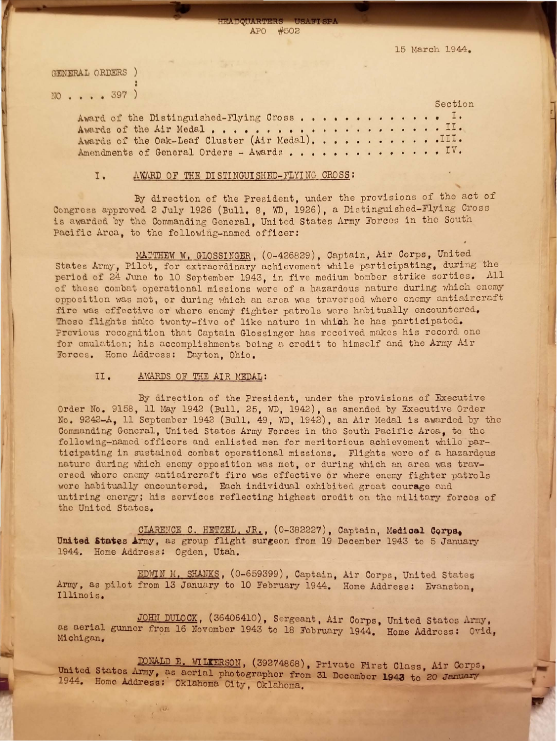HEADQUARTERS USAFISPA
APO #502

15 March 1944.

GENERAL ORDERS )
:
NO . . . . 397 )

| | Section |
|---|---|
| Award of the Distinguished-Flying Cross . . . . . . . . . . . . . | I. |
| Awards of the Air Medal . . . . . . . . . . . . . . . . . . . . . | II. |
| Awards of the Oak-Leaf Cluster (Air Medal). . . . . . . . . . . | III. |
| Amendments of General Orders - Awards . . . . . . . . . . . . . . | IV. |

## I. AWARD OF THE DISTINGUISHED-FLYING CROSS:

By direction of the President, under the provisions of the act of Congress approved 2 July 1926 (Bull. 8, WD, 1926), a Distinguished-Flying Cross is awarded by the Commanding General, United States Army Forces in the South Pacific Area, to the following-named officer:

MATTHEW W. GLOSSINGER, (0-426829), Captain, Air Corps, United States Army, Pilot, for extraordinary achievement while participating, during the period of 24 June to 10 September 1943, in five medium bomber strike sorties. All of these combat operational missions were of a hazardous nature during which enemy opposition was met, or during which an area was traversed where enemy antiaircraft fire was effective or where enemy fighter patrols were habitually encountered. These flights make twenty-five of like nature in which he has participated. Previous recognition that Captain Glossinger has received makes his record one for emulation; his accomplishments being a credit to himself and the Army Air Forces. Home Address: Dayton, Ohio.

## II. AWARDS OF THE AIR MEDAL:

By direction of the President, under the provisions of Executive Order No. 9158, 11 May 1942 (Bull. 25, WD, 1942), as amended by Executive Order No. 9242-A, 11 September 1942 (Bull. 49, WD, 1942), an Air Medal is awarded by the Commanding General, United States Army Forces in the South Pacific Area, to the following-named officers and enlisted men for meritorious achievement while participating in sustained combat operational missions. Flights were of a hazardous nature during which enemy opposition was met, or during which an area was traversed where enemy antiaircraft fire was effective or where enemy fighter patrols were habitually encountered. Each individual exhibited great courage and untiring energy; his services reflecting highest credit on the military forces of the United States.

CLARENCE C. HETZEL, JR., (0-382227), Captain, Medical Corps, United States Army, as group flight surgeon from 19 December 1943 to 5 January 1944. Home Address: Ogden, Utah.

EDWIN M. SHANKS, (0-659399), Captain, Air Corps, United States Army, as pilot from 13 January to 10 February 1944. Home Address: Evanston, Illinois.

JOHN DULOCK, (36406410), Sergeant, Air Corps, United States Army, as aerial gunner from 16 November 1943 to 18 February 1944. Home Address: Ovid, Michigan.

DONALD E. WILKERSON, (39274868), Private First Class, Air Corps, United States Army, as aerial photographer from 31 December 1943 to 20 January 1944. Home Address: Oklahoma City, Oklahoma.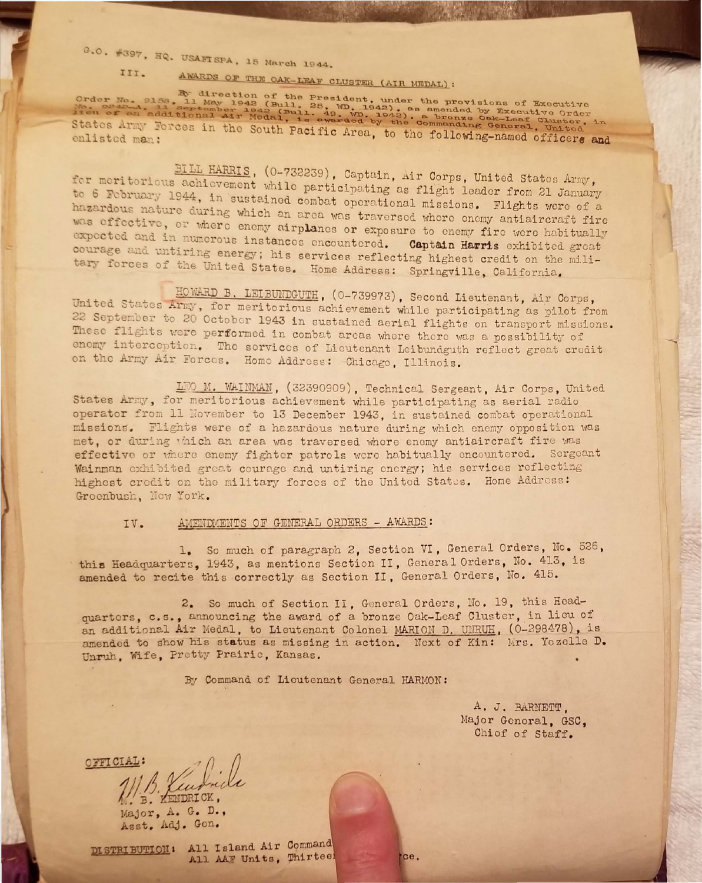G.O. #397, HQ. USAFISPA, 15 March 1944.

III. AWARDS OF THE OAK-LEAF CLUSTER (AIR MEDAL):

By direction of the President, under the provisions of Executive Order No. 9158, 11 May 1942 (Bull. 25, WD, 1942), as amended by Executive Order No. 9242-A, 11 September 1942 (Bull. 49, WD, 1942), a bronze Oak-Leaf Cluster, in lieu of an additional Air Medal, is awarded by the Commanding General, United States Army Forces in the South Pacific Area, to the following-named officers and enlisted man:

BILL HARRIS, (O-732239), Captain, Air Corps, United States Army, for meritorious achievement while participating as flight leader from 21 January to 6 February 1944, in sustained combat operational missions. Flights were of a hazardous nature during which an area was traversed where enemy antiaircraft fire was effective, or where enemy airplanes or exposure to enemy fire were habitually expected and in numerous instances encountered. **Captain Harris** exhibited great courage and untiring energy; his services reflecting highest credit on the military forces of the United States. Home Address: Springville, California.

HOWARD B. LEIBUNDGUTH, (O-739973), Second Lieutenant, Air Corps, United States Army, for meritorious achievement while participating as pilot from 22 September to 20 October 1943 in sustained aerial flights on transport missions. These flights were performed in combat areas where there was a possibility of enemy interception. The services of Lieutenant Leibundguth reflect great credit on the Army Air Forces. Home Address: Chicago, Illinois.

LEO M. WAINMAN, (32390909), Technical Sergeant, Air Corps, United States Army, for meritorious achievement while participating as aerial radio operator from 11 November to 13 December 1943, in sustained combat operational missions. Flights were of a hazardous nature during which enemy opposition was met, or during which an area was traversed where enemy antiaircraft fire was effective or where enemy fighter patrols were habitually encountered. Sergeant Wainman exhibited great courage and untiring energy; his services reflecting highest credit on the military forces of the United States. Home Address: Greenbush, New York.

IV. AMENDMENTS OF GENERAL ORDERS - AWARDS:

1. So much of paragraph 2, Section VI, General Orders, No. 526, this Headquarters, 1943, as mentions Section II, General Orders, No. 413, is amended to recite this correctly as Section II, General Orders, No. 415.

2. So much of Section II, General Orders, No. 19, this Headquarters, c.s., announcing the award of a bronze Oak-Leaf Cluster, in lieu of an additional Air Medal, to Lieutenant Colonel MARION D. UNRUH, (O-298478), is amended to show his status as missing in action. Next of Kin: Mrs. Yozelle D. Unruh, Wife, Pretty Prairie, Kansas.

By Command of Lieutenant General HARMON:

A. J. BARNETT,
Major General, GSC,
Chief of Staff.

OFFICIAL:

M. B. Kendrick
M. B. KENDRICK,
Major, A. G. D.,
Asst. Adj. Gen.

DISTRIBUTION: All Island Air Command
All AAF Units, Thirtee ce.